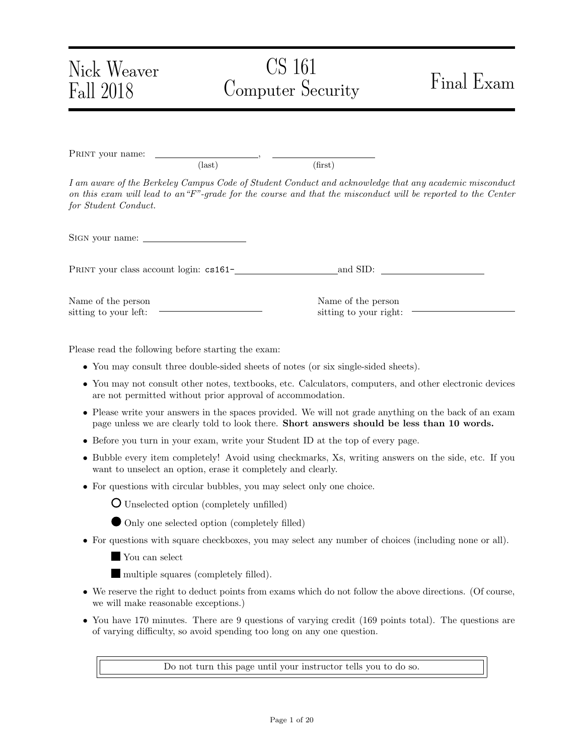Nick Weaver
Fall 2018

# CS 161 Computer Security

# Final Exam

PRINT your name: ______________________, ______________________
(last) (first)

*I am aware of the Berkeley Campus Code of Student Conduct and acknowledge that any academic misconduct on this exam will lead to an "F"-grade for the course and that the misconduct will be reported to the Center for Student Conduct.*

SIGN your name: ______________________

PRINT your class account login: `cs161-`______________________ and SID: ______________________

Name of the person sitting to your left: ______________________

Name of the person sitting to your right: ______________________

Please read the following before starting the exam:

- You may consult three double-sided sheets of notes (or six single-sided sheets).
- You may not consult other notes, textbooks, etc. Calculators, computers, and other electronic devices are not permitted without prior approval of accommodation.
- Please write your answers in the spaces provided. We will not grade anything on the back of an exam page unless we are clearly told to look there. **Short answers should be less than 10 words.**
- Before you turn in your exam, write your Student ID at the top of every page.
- Bubble every item completely! Avoid using checkmarks, Xs, writing answers on the side, etc. If you want to unselect an option, erase it completely and clearly.
- For questions with circular bubbles, you may select only one choice.

  ○ Unselected option (completely unfilled)

  ● Only one selected option (completely filled)

- For questions with square checkboxes, you may select any number of choices (including none or all).

  ■ You can select

  ■ multiple squares (completely filled).

- We reserve the right to deduct points from exams which do not follow the above directions. (Of course, we will make reasonable exceptions.)
- You have 170 minutes. There are 9 questions of varying credit (169 points total). The questions are of varying difficulty, so avoid spending too long on any one question.

Do not turn this page until your instructor tells you to do so.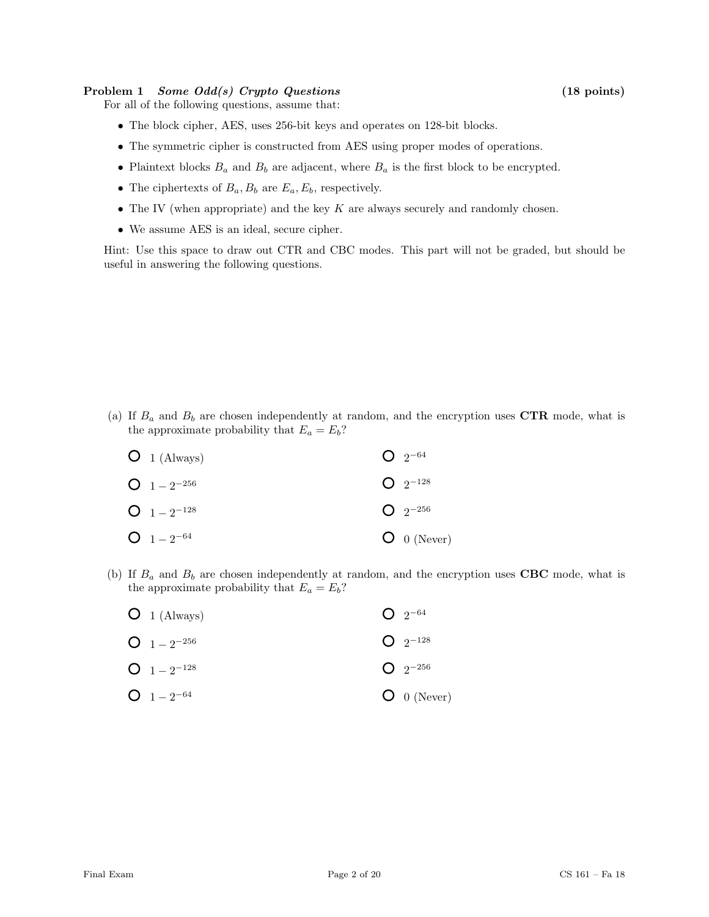**Problem 1** ***Some Odd(s) Crypto Questions*** **(18 points)**

For all of the following questions, assume that:

- The block cipher, AES, uses 256-bit keys and operates on 128-bit blocks.
- The symmetric cipher is constructed from AES using proper modes of operations.
- Plaintext blocks $B_a$ and $B_b$ are adjacent, where $B_a$ is the first block to be encrypted.
- The ciphertexts of $B_a, B_b$ are $E_a, E_b$, respectively.
- The IV (when appropriate) and the key $K$ are always securely and randomly chosen.
- We assume AES is an ideal, secure cipher.

Hint: Use this space to draw out CTR and CBC modes. This part will not be graded, but should be useful in answering the following questions.

(a) If $B_a$ and $B_b$ are chosen independently at random, and the encryption uses **CTR** mode, what is the approximate probability that $E_a = E_b$?

- ○ 1 (Always)
- ○ $1 - 2^{-256}$
- ○ $1 - 2^{-128}$
- ○ $1 - 2^{-64}$
- ○ $2^{-64}$
- ○ $2^{-128}$
- ○ $2^{-256}$
- ○ 0 (Never)

(b) If $B_a$ and $B_b$ are chosen independently at random, and the encryption uses **CBC** mode, what is the approximate probability that $E_a = E_b$?

- ○ 1 (Always)
- ○ $1 - 2^{-256}$
- ○ $1 - 2^{-128}$
- ○ $1 - 2^{-64}$
- ○ $2^{-64}$
- ○ $2^{-128}$
- ○ $2^{-256}$
- ○ 0 (Never)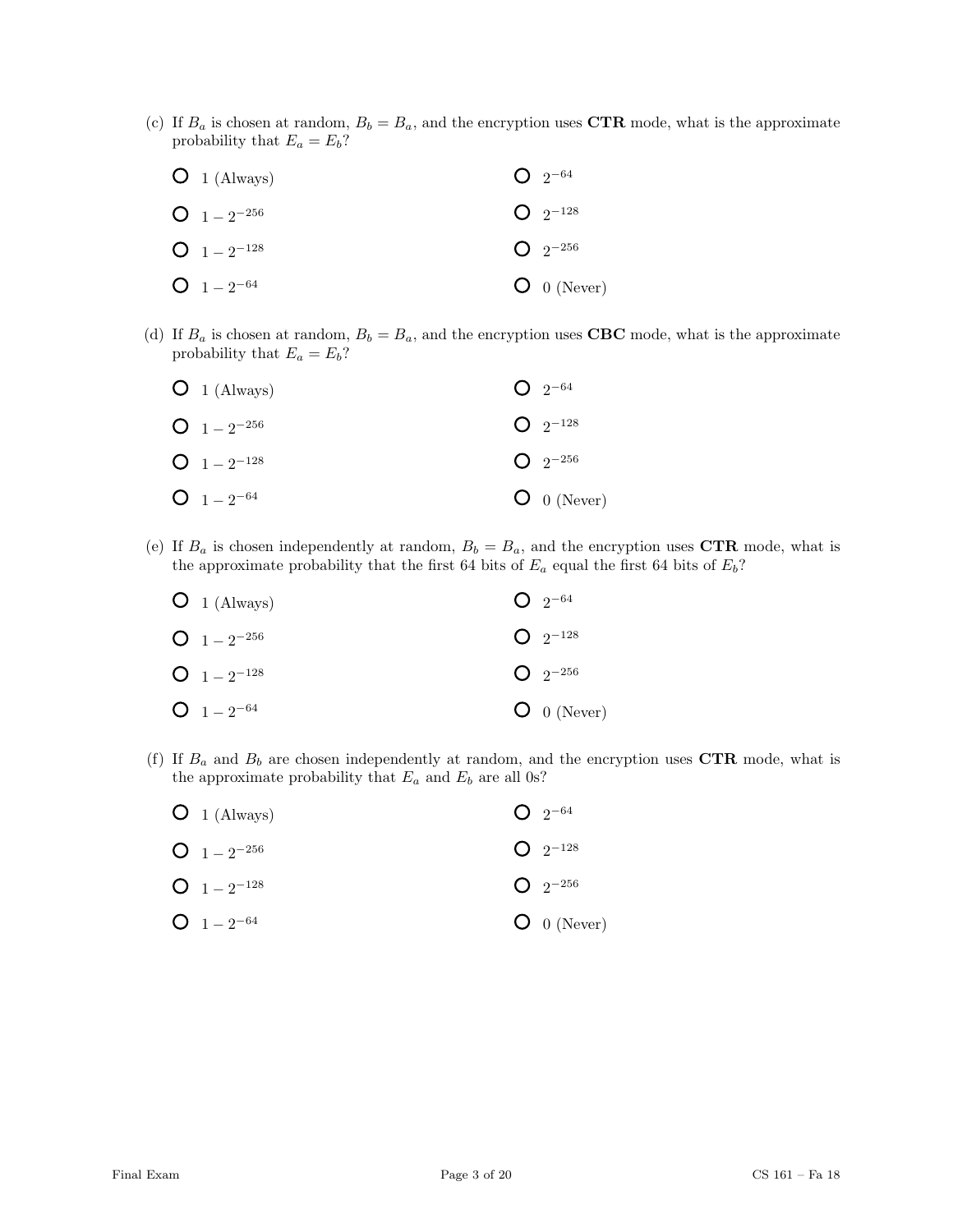(c) If $B_a$ is chosen at random, $B_b = B_a$, and the encryption uses **CTR** mode, what is the approximate probability that $E_a = E_b$?

- ○ 1 (Always)
- ○ $1 - 2^{-256}$
- ○ $1 - 2^{-128}$
- ○ $1 - 2^{-64}$
- ○ $2^{-64}$
- ○ $2^{-128}$
- ○ $2^{-256}$
- ○ 0 (Never)

(d) If $B_a$ is chosen at random, $B_b = B_a$, and the encryption uses **CBC** mode, what is the approximate probability that $E_a = E_b$?

- ○ 1 (Always)
- ○ $1 - 2^{-256}$
- ○ $1 - 2^{-128}$
- ○ $1 - 2^{-64}$
- ○ $2^{-64}$
- ○ $2^{-128}$
- ○ $2^{-256}$
- ○ 0 (Never)

(e) If $B_a$ is chosen independently at random, $B_b = B_a$, and the encryption uses **CTR** mode, what is the approximate probability that the first 64 bits of $E_a$ equal the first 64 bits of $E_b$?

- ○ 1 (Always)
- ○ $1 - 2^{-256}$
- ○ $1 - 2^{-128}$
- ○ $1 - 2^{-64}$
- ○ $2^{-64}$
- ○ $2^{-128}$
- ○ $2^{-256}$
- ○ 0 (Never)

(f) If $B_a$ and $B_b$ are chosen independently at random, and the encryption uses **CTR** mode, what is the approximate probability that $E_a$ and $E_b$ are all 0s?

- ○ 1 (Always)
- ○ $1 - 2^{-256}$
- ○ $1 - 2^{-128}$
- ○ $1 - 2^{-64}$
- ○ $2^{-64}$
- ○ $2^{-128}$
- ○ $2^{-256}$
- ○ 0 (Never)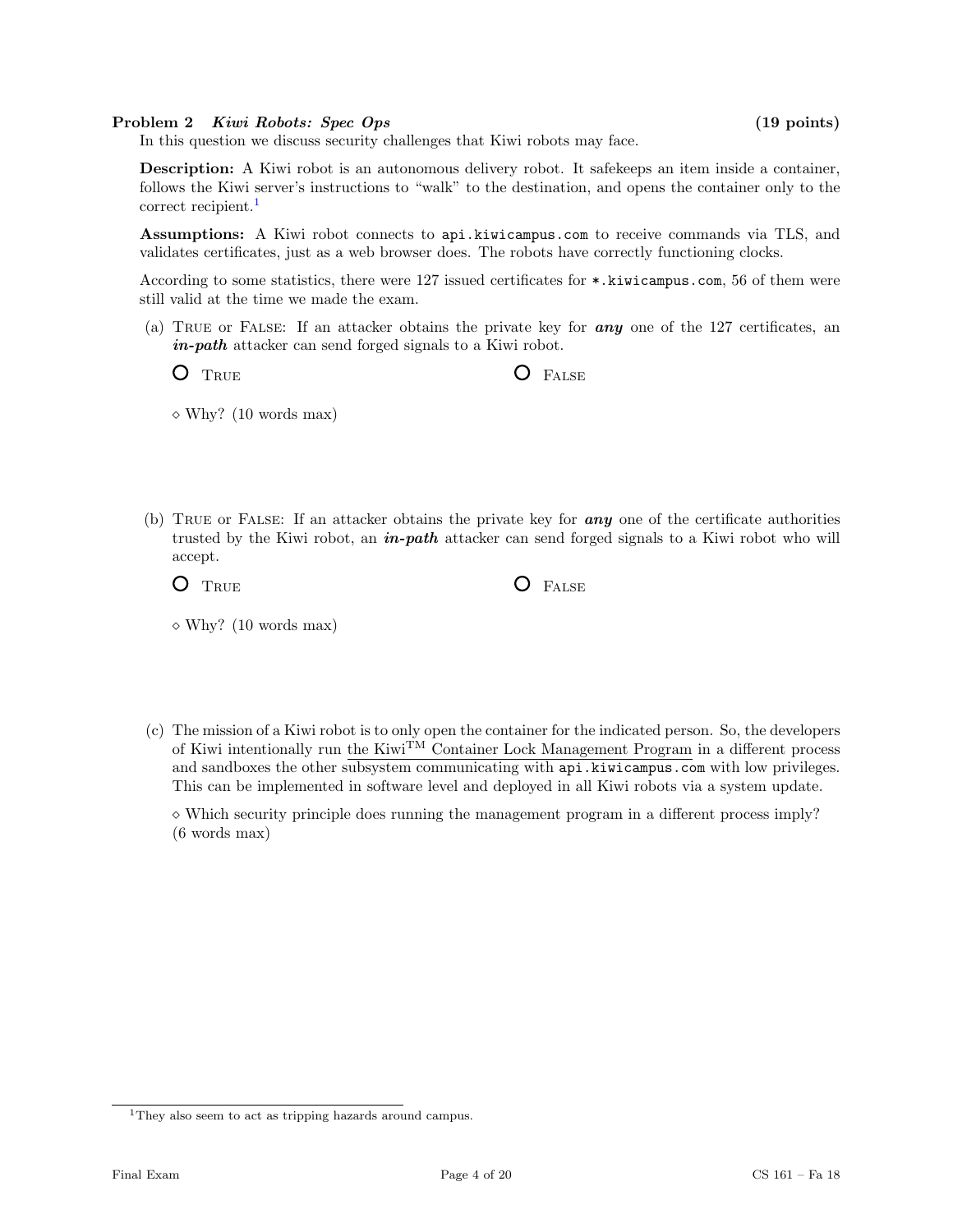**Problem 2** ***Kiwi Robots: Spec Ops*** **(19 points)**

In this question we discuss security challenges that Kiwi robots may face.

**Description:** A Kiwi robot is an autonomous delivery robot. It safekeeps an item inside a container, follows the Kiwi server's instructions to "walk" to the destination, and opens the container only to the correct recipient.[1]

**Assumptions:** A Kiwi robot connects to `api.kiwicampus.com` to receive commands via TLS, and validates certificates, just as a web browser does. The robots have correctly functioning clocks.

According to some statistics, there were 127 issued certificates for `*.kiwicampus.com`, 56 of them were still valid at the time we made the exam.

(a) TRUE or FALSE: If an attacker obtains the private key for ***any*** one of the 127 certificates, an ***in-path*** attacker can send forged signals to a Kiwi robot.

○ TRUE ○ FALSE

◇ Why? (10 words max)

(b) TRUE or FALSE: If an attacker obtains the private key for ***any*** one of the certificate authorities trusted by the Kiwi robot, an ***in-path*** attacker can send forged signals to a Kiwi robot who will accept.

○ TRUE ○ FALSE

◇ Why? (10 words max)

(c) The mission of a Kiwi robot is to only open the container for the indicated person. So, the developers of Kiwi intentionally run <u>the Kiwi™ Container Lock Management Program</u> in a different process and sandboxes the other subsystem communicating with `api.kiwicampus.com` with low privileges. This can be implemented in software level and deployed in all Kiwi robots via a system update.

◇ Which security principle does running the management program in a different process imply? (6 words max)

---

[1] They also seem to act as tripping hazards around campus.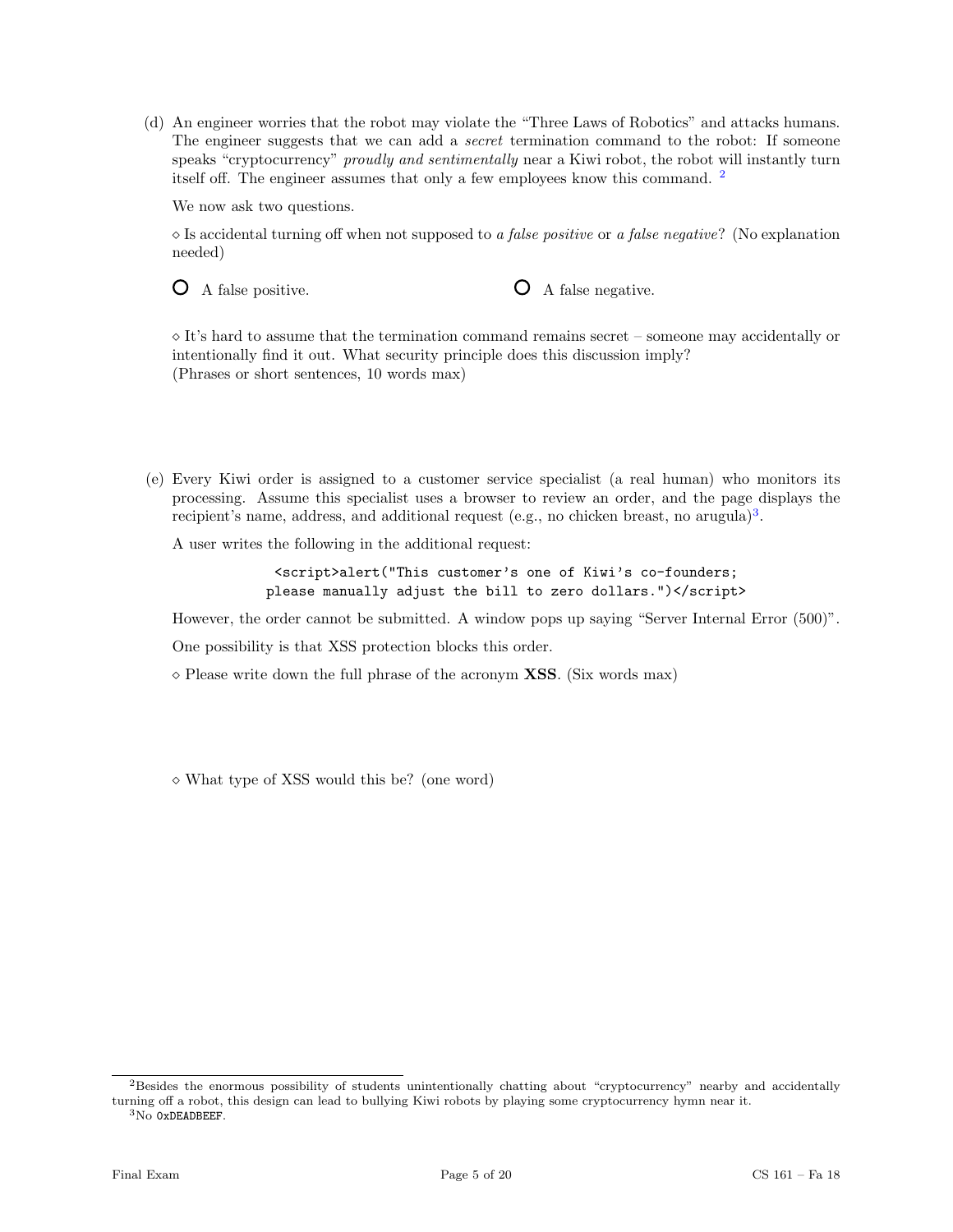(d) An engineer worries that the robot may violate the "Three Laws of Robotics" and attacks humans. The engineer suggests that we can add a *secret* termination command to the robot: If someone speaks "cryptocurrency" *proudly and sentimentally* near a Kiwi robot, the robot will instantly turn itself off. The engineer assumes that only a few employees know this command. [2]

We now ask two questions.

⋄ Is accidental turning off when not supposed to *a false positive* or *a false negative*? (No explanation needed)

○ A false positive. ○ A false negative.

⋄ It's hard to assume that the termination command remains secret – someone may accidentally or intentionally find it out. What security principle does this discussion imply?
(Phrases or short sentences, 10 words max)

(e) Every Kiwi order is assigned to a customer service specialist (a real human) who monitors its processing. Assume this specialist uses a browser to review an order, and the page displays the recipient's name, address, and additional request (e.g., no chicken breast, no arugula)[3].

A user writes the following in the additional request:

```
<script>alert("This customer's one of Kiwi's co-founders;
please manually adjust the bill to zero dollars.")</script>
```

However, the order cannot be submitted. A window pops up saying "Server Internal Error (500)".

One possibility is that XSS protection blocks this order.

⋄ Please write down the full phrase of the acronym **XSS**. (Six words max)

⋄ What type of XSS would this be? (one word)

[2] Besides the enormous possibility of students unintentionally chatting about "cryptocurrency" nearby and accidentally turning off a robot, this design can lead to bullying Kiwi robots by playing some cryptocurrency hymn near it.

[3] No `0xDEADBEEF`.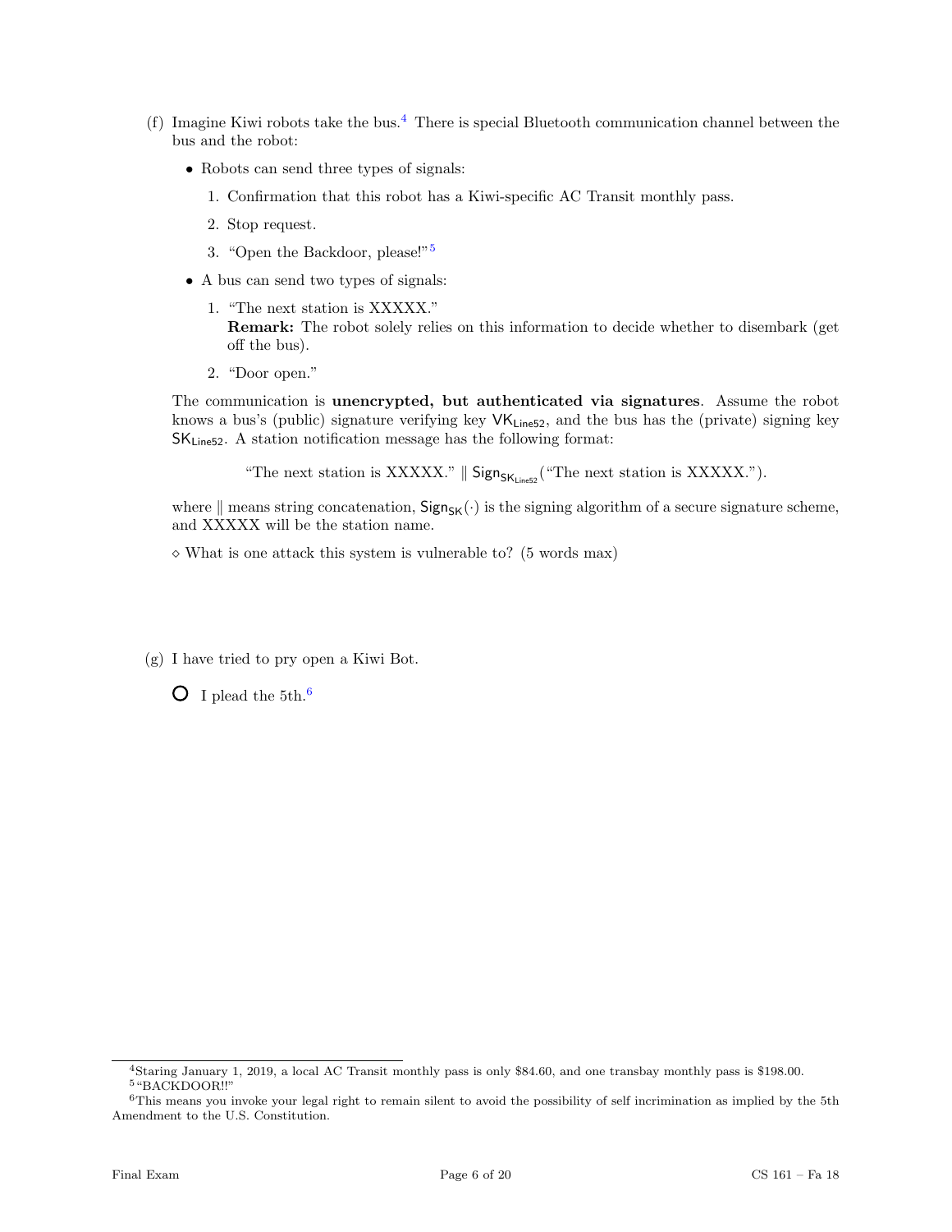(f) Imagine Kiwi robots take the bus.[4] There is special Bluetooth communication channel between the bus and the robot:

- Robots can send three types of signals:
  1. Confirmation that this robot has a Kiwi-specific AC Transit monthly pass.
  2. Stop request.
  3. "Open the Backdoor, please!"[5]
- A bus can send two types of signals:
  1. "The next station is XXXXX."
     **Remark:** The robot solely relies on this information to decide whether to disembark (get off the bus).
  2. "Door open."

The communication is **unencrypted, but authenticated via signatures**. Assume the robot knows a bus's (public) signature verifying key $\mathsf{VK}_{\mathsf{Line52}}$, and the bus has the (private) signing key $\mathsf{SK}_{\mathsf{Line52}}$. A station notification message has the following format:

$$\text{"The next station is XXXXX."} \parallel \mathsf{Sign}_{\mathsf{SK}_{\mathsf{Line52}}}(\text{"The next station is XXXXX."}).$$

where $\parallel$ means string concatenation, $\mathsf{Sign}_{\mathsf{SK}}(\cdot)$ is the signing algorithm of a secure signature scheme, and XXXXX will be the station name.

◇ What is one attack this system is vulnerable to? (5 words max)

(g) I have tried to pry open a Kiwi Bot.

○ I plead the 5th.[6]

---

[4] Staring January 1, 2019, a local AC Transit monthly pass is only $84.60, and one transbay monthly pass is $198.00.

[5] "BACKDOOR!!"

[6] This means you invoke your legal right to remain silent to avoid the possibility of self incrimination as implied by the 5th Amendment to the U.S. Constitution.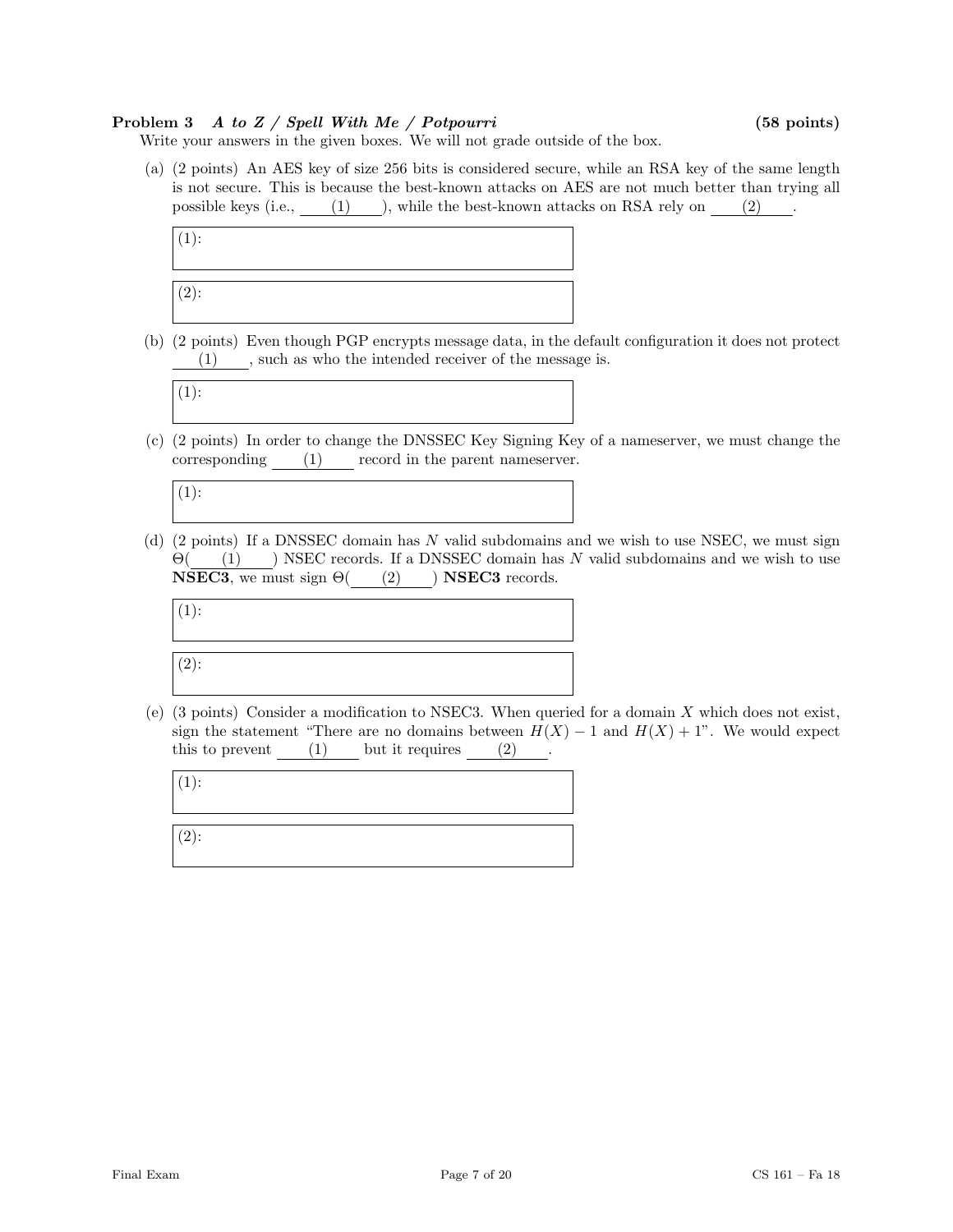**Problem 3** ***A to Z / Spell With Me / Potpourri*** **(58 points)**

Write your answers in the given boxes. We will not grade outside of the box.

(a) (2 points) An AES key of size 256 bits is considered secure, while an RSA key of the same length is not secure. This is because the best-known attacks on AES are not much better than trying all possible keys (i.e., ___(1)___), while the best-known attacks on RSA rely on ___(2)___.

(1):

(2):

(b) (2 points) Even though PGP encrypts message data, in the default configuration it does not protect ___(1)___, such as who the intended receiver of the message is.

(1):

(c) (2 points) In order to change the DNSSEC Key Signing Key of a nameserver, we must change the corresponding ___(1)___ record in the parent nameserver.

(1):

(d) (2 points) If a DNSSEC domain has $N$ valid subdomains and we wish to use NSEC, we must sign $\Theta($___(1)___$)$ NSEC records. If a DNSSEC domain has $N$ valid subdomains and we wish to use **NSEC3**, we must sign $\Theta($___(2)___$)$ **NSEC3** records.

(1):

(2):

(e) (3 points) Consider a modification to NSEC3. When queried for a domain $X$ which does not exist, sign the statement "There are no domains between $H(X) - 1$ and $H(X) + 1$". We would expect this to prevent ___(1)___ but it requires ___(2)___.

(1):

(2):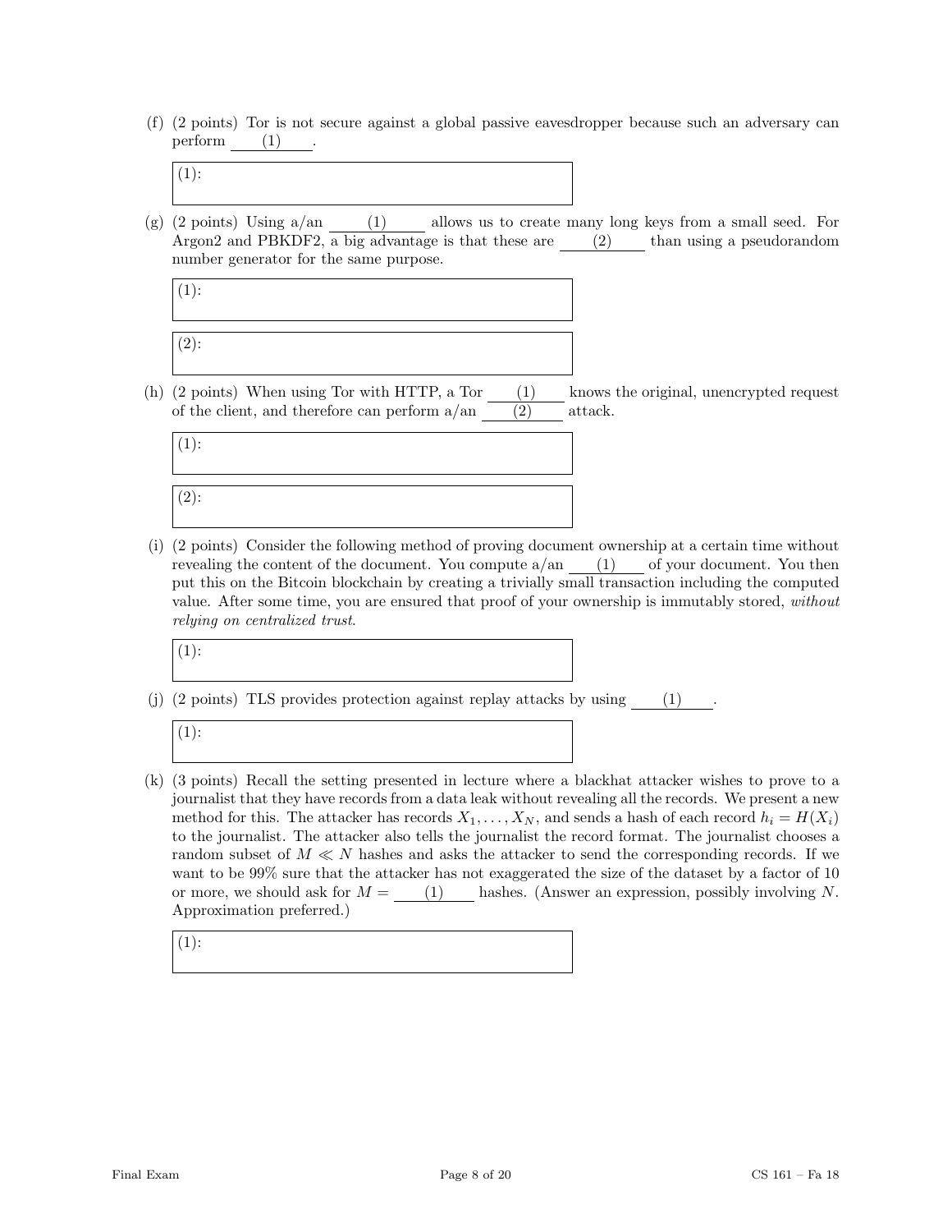(f) (2 points) Tor is not secure against a global passive eavesdropper because such an adversary can perform ____(1)____.

(1):

(g) (2 points) Using a/an ____(1)____ allows us to create many long keys from a small seed. For Argon2 and PBKDF2, a big advantage is that these are ____(2)____ than using a pseudorandom number generator for the same purpose.

(1):

(2):

(h) (2 points) When using Tor with HTTP, a Tor ____(1)____ knows the original, unencrypted request of the client, and therefore can perform a/an ____(2)____ attack.

(1):

(2):

(i) (2 points) Consider the following method of proving document ownership at a certain time without revealing the content of the document. You compute a/an ____(1)____ of your document. You then put this on the Bitcoin blockchain by creating a trivially small transaction including the computed value. After some time, you are ensured that proof of your ownership is immutably stored, *without relying on centralized trust*.

(1):

(j) (2 points) TLS provides protection against replay attacks by using ____(1)____.

(1):

(k) (3 points) Recall the setting presented in lecture where a blackhat attacker wishes to prove to a journalist that they have records from a data leak without revealing all the records. We present a new method for this. The attacker has records $X_1, \ldots, X_N$, and sends a hash of each record $h_i = H(X_i)$ to the journalist. The attacker also tells the journalist the record format. The journalist chooses a random subset of $M \ll N$ hashes and asks the attacker to send the corresponding records. If we want to be 99% sure that the attacker has not exaggerated the size of the dataset by a factor of 10 or more, we should ask for $M =$ ____(1)____ hashes. (Answer an expression, possibly involving $N$. Approximation preferred.)

(1):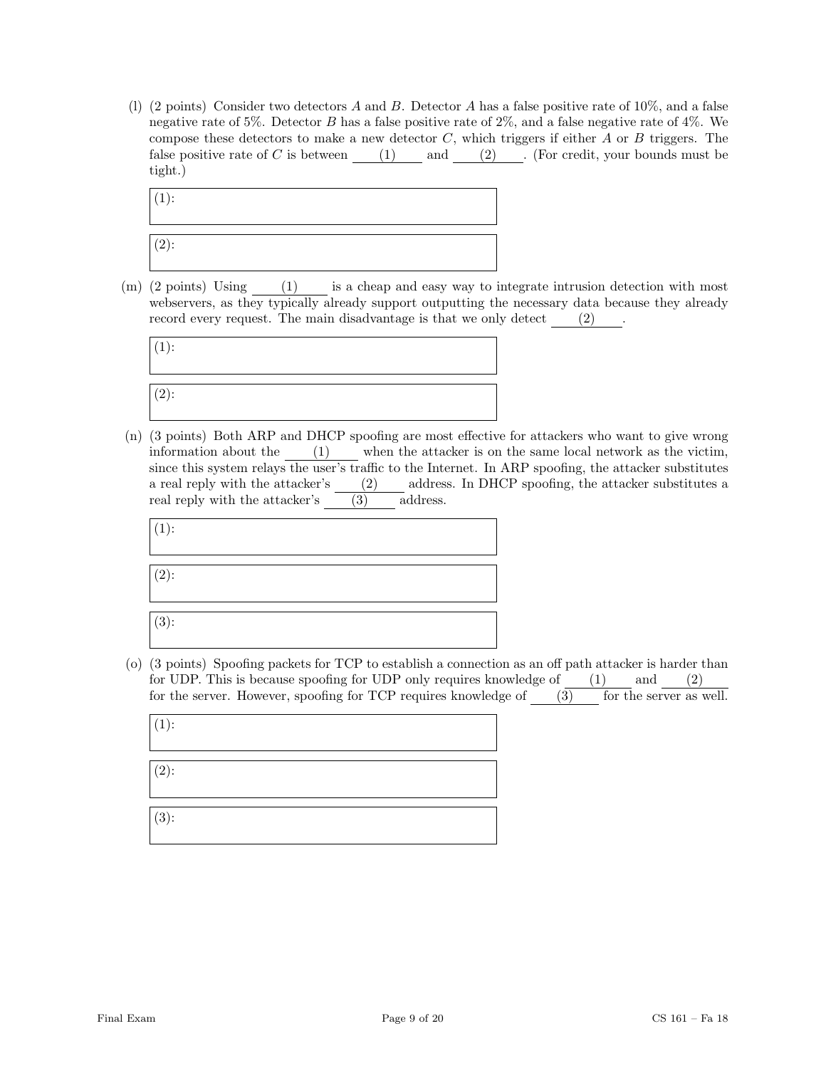(l) (2 points) Consider two detectors $A$ and $B$. Detector $A$ has a false positive rate of 10%, and a false negative rate of 5%. Detector $B$ has a false positive rate of 2%, and a false negative rate of 4%. We compose these detectors to make a new detector $C$, which triggers if either $A$ or $B$ triggers. The false positive rate of $C$ is between ___(1)___ and ___(2)___. (For credit, your bounds must be tight.)

(1):

(2):

(m) (2 points) Using ___(1)___ is a cheap and easy way to integrate intrusion detection with most webservers, as they typically already support outputting the necessary data because they already record every request. The main disadvantage is that we only detect ___(2)___.

(1):

(2):

(n) (3 points) Both ARP and DHCP spoofing are most effective for attackers who want to give wrong information about the ___(1)___ when the attacker is on the same local network as the victim, since this system relays the user's traffic to the Internet. In ARP spoofing, the attacker substitutes a real reply with the attacker's ___(2)___ address. In DHCP spoofing, the attacker substitutes a real reply with the attacker's ___(3)___ address.

(1):

(2):

(3):

(o) (3 points) Spoofing packets for TCP to establish a connection as an off path attacker is harder than for UDP. This is because spoofing for UDP only requires knowledge of ___(1)___ and ___(2)___ for the server. However, spoofing for TCP requires knowledge of ___(3)___ for the server as well.

(1):

(2):

(3):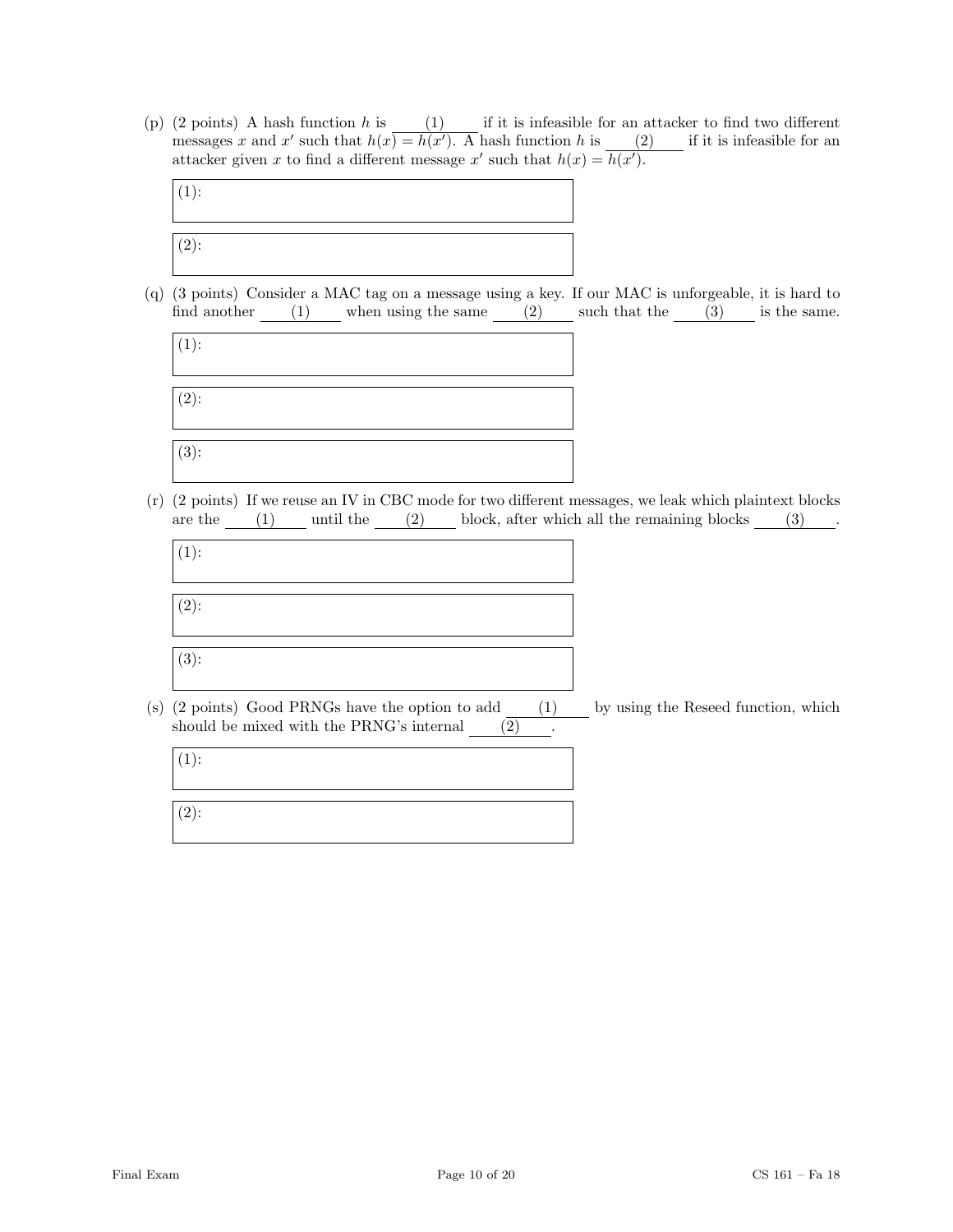(p) (2 points) A hash function $h$ is ____(1)____ if it is infeasible for an attacker to find two different messages $x$ and $x'$ such that $h(x) = h(x')$. A hash function $h$ is ____(2)____ if it is infeasible for an attacker given $x$ to find a different message $x'$ such that $h(x) = h(x')$.

(1):

(2):

(q) (3 points) Consider a MAC tag on a message using a key. If our MAC is unforgeable, it is hard to find another ____(1)____ when using the same ____(2)____ such that the ____(3)____ is the same.

(1):

(2):

(3):

(r) (2 points) If we reuse an IV in CBC mode for two different messages, we leak which plaintext blocks are the ____(1)____ until the ____(2)____ block, after which all the remaining blocks ____(3)____.

(1):

(2):

(3):

(s) (2 points) Good PRNGs have the option to add ____(1)____ by using the Reseed function, which should be mixed with the PRNG's internal ____(2)____.

(1):

(2):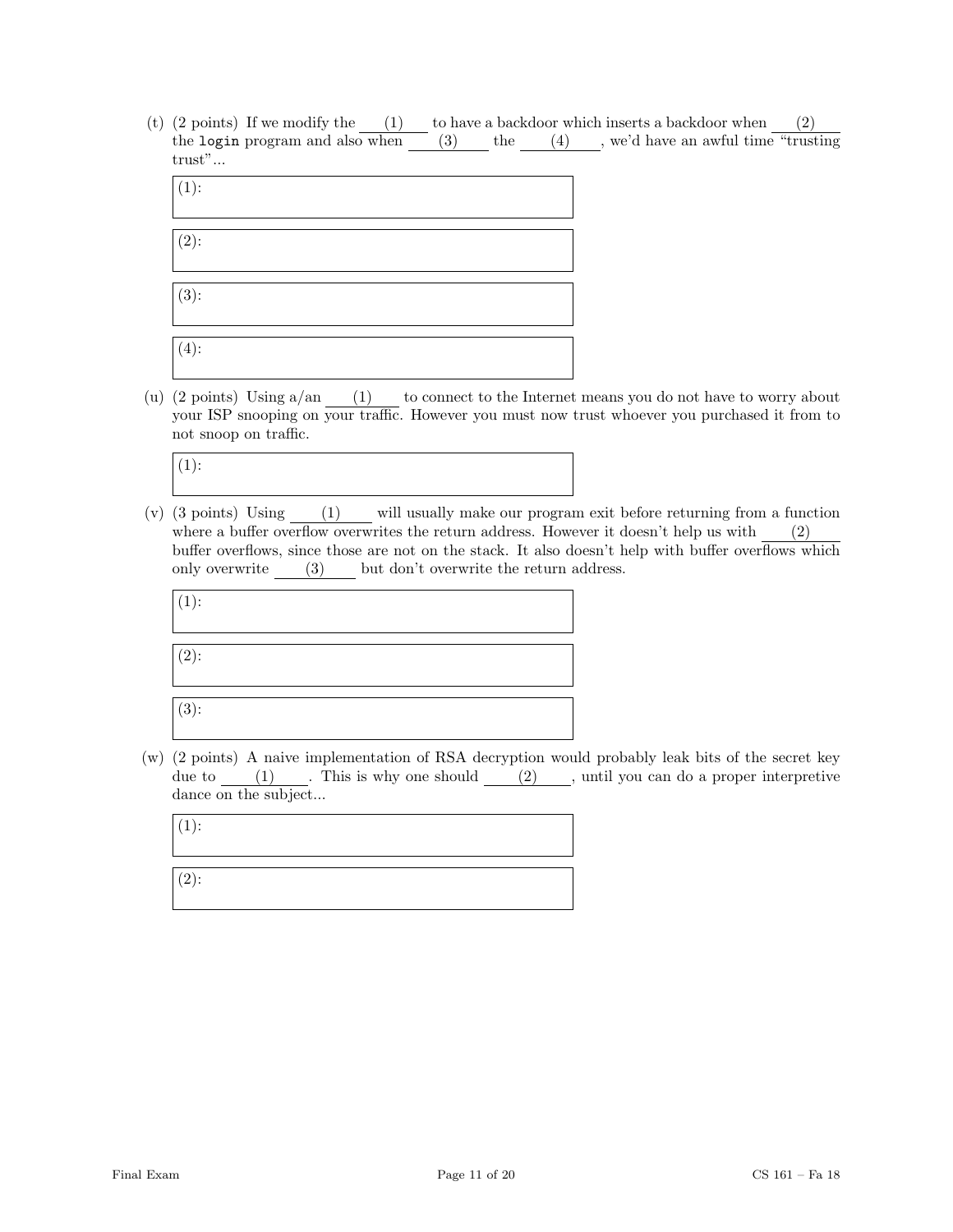(t) (2 points) If we modify the ____(1)____ to have a backdoor which inserts a backdoor when ____(2)____ the `login` program and also when ____(3)____ the ____(4)____, we'd have an awful time "trusting trust"...

(1):

(2):

(3):

(4):

(u) (2 points) Using a/an ____(1)____ to connect to the Internet means you do not have to worry about your ISP snooping on your traffic. However you must now trust whoever you purchased it from to not snoop on traffic.

(1):

(v) (3 points) Using ____(1)____ will usually make our program exit before returning from a function where a buffer overflow overwrites the return address. However it doesn't help us with ____(2)____ buffer overflows, since those are not on the stack. It also doesn't help with buffer overflows which only overwrite ____(3)____ but don't overwrite the return address.

(1):

(2):

(3):

(w) (2 points) A naive implementation of RSA decryption would probably leak bits of the secret key due to ____(1)____. This is why one should ____(2)____, until you can do a proper interpretive dance on the subject...

(1):

(2):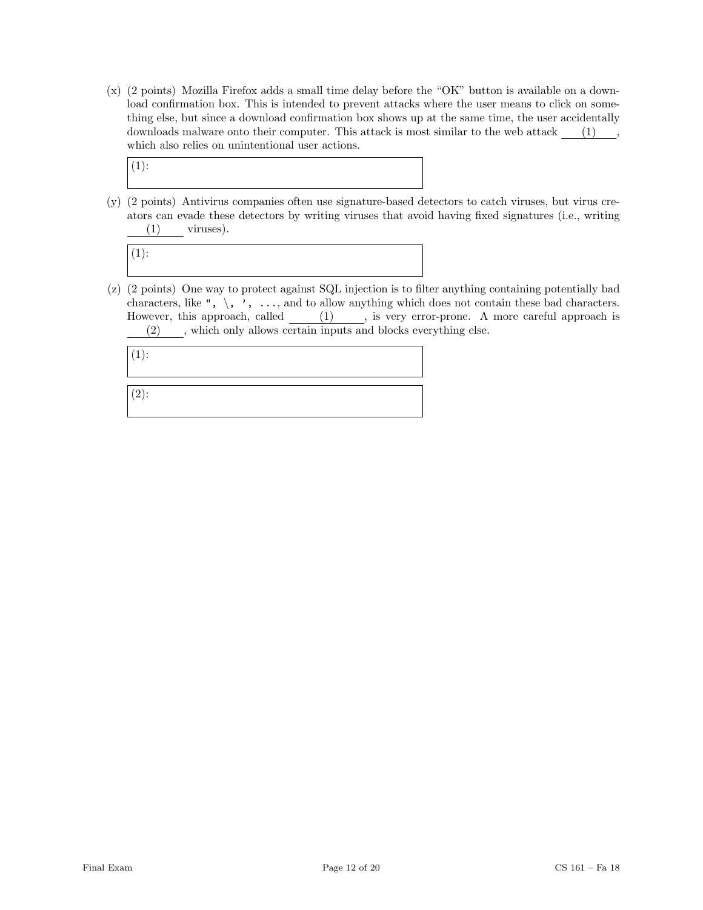(x) (2 points) Mozilla Firefox adds a small time delay before the "OK" button is available on a download confirmation box. This is intended to prevent attacks where the user means to click on something else, but since a download confirmation box shows up at the same time, the user accidentally downloads malware onto their computer. This attack is most similar to the web attack ___(1)___, which also relies on unintentional user actions.

(1):

(y) (2 points) Antivirus companies often use signature-based detectors to catch viruses, but virus creators can evade these detectors by writing viruses that avoid having fixed signatures (i.e., writing ___(1)___ viruses).

(1):

(z) (2 points) One way to protect against SQL injection is to filter anything containing potentially bad characters, like `", \, ', ...`, and to allow anything which does not contain these bad characters. However, this approach, called ___(1)___, is very error-prone. A more careful approach is ___(2)___, which only allows certain inputs and blocks everything else.

(1):

(2):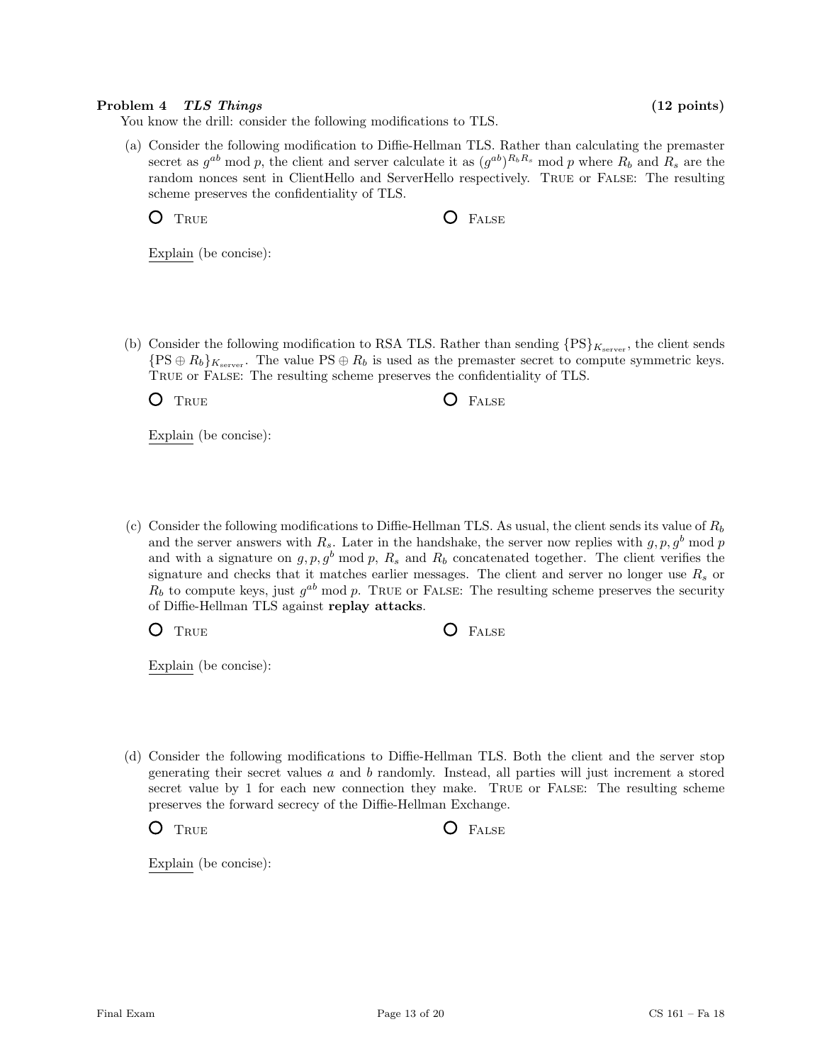**Problem 4** ***TLS Things*** **(12 points)**

You know the drill: consider the following modifications to TLS.

(a) Consider the following modification to Diffie-Hellman TLS. Rather than calculating the premaster secret as $g^{ab} \bmod p$, the client and server calculate it as $(g^{ab})^{R_b R_s} \bmod p$ where $R_b$ and $R_s$ are the random nonces sent in ClientHello and ServerHello respectively. TRUE or FALSE: The resulting scheme preserves the confidentiality of TLS.

○ TRUE ○ FALSE

Explain (be concise):

(b) Consider the following modification to RSA TLS. Rather than sending $\{\text{PS}\}_{K_{\text{server}}}$, the client sends $\{\text{PS} \oplus R_b\}_{K_{\text{server}}}$. The value $\text{PS} \oplus R_b$ is used as the premaster secret to compute symmetric keys. TRUE or FALSE: The resulting scheme preserves the confidentiality of TLS.

○ TRUE ○ FALSE

Explain (be concise):

(c) Consider the following modifications to Diffie-Hellman TLS. As usual, the client sends its value of $R_b$ and the server answers with $R_s$. Later in the handshake, the server now replies with $g, p, g^b \bmod p$ and with a signature on $g, p, g^b \bmod p$, $R_s$ and $R_b$ concatenated together. The client verifies the signature and checks that it matches earlier messages. The client and server no longer use $R_s$ or $R_b$ to compute keys, just $g^{ab} \bmod p$. TRUE or FALSE: The resulting scheme preserves the security of Diffie-Hellman TLS against **replay attacks**.

○ TRUE ○ FALSE

Explain (be concise):

(d) Consider the following modifications to Diffie-Hellman TLS. Both the client and the server stop generating their secret values $a$ and $b$ randomly. Instead, all parties will just increment a stored secret value by 1 for each new connection they make. TRUE or FALSE: The resulting scheme preserves the forward secrecy of the Diffie-Hellman Exchange.

○ TRUE ○ FALSE

Explain (be concise):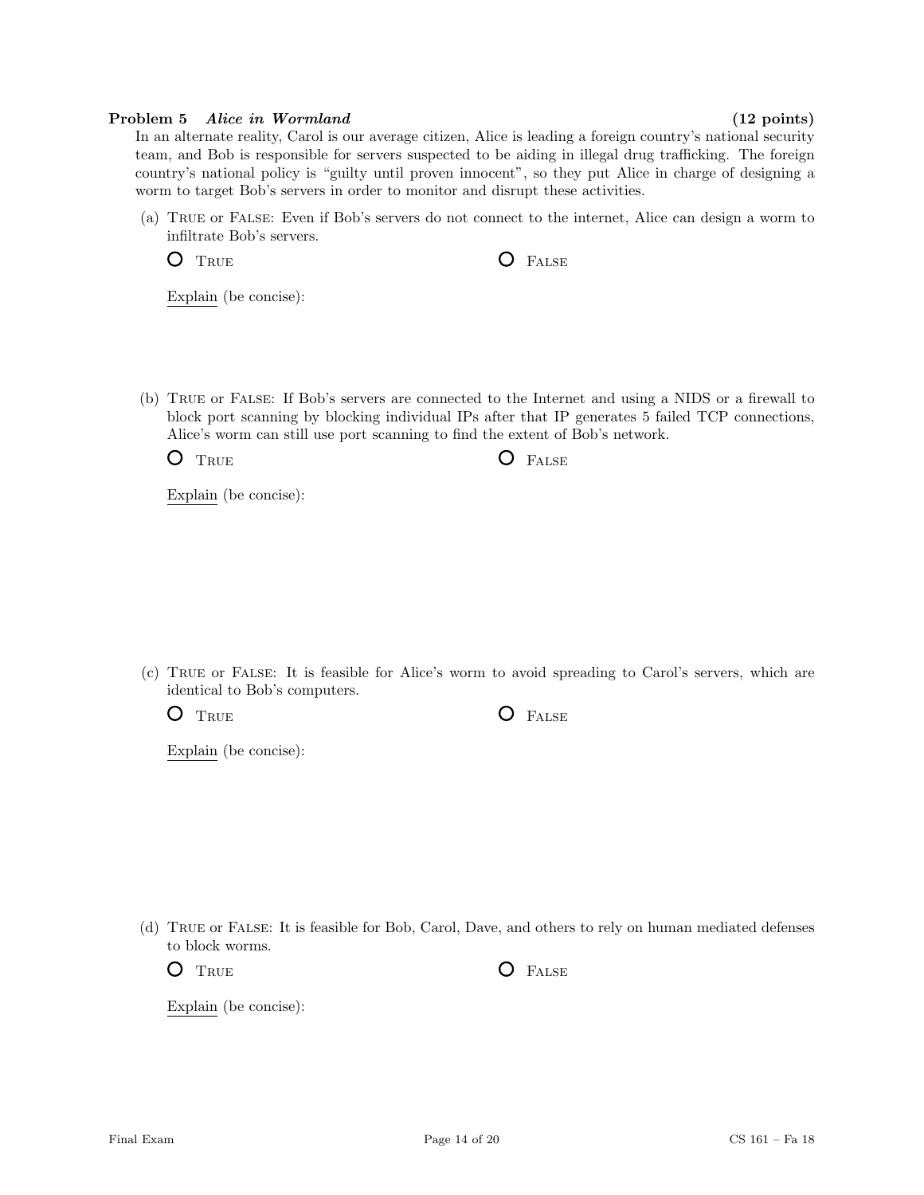**Problem 5** ***Alice in Wormland*** **(12 points)**

In an alternate reality, Carol is our average citizen, Alice is leading a foreign country's national security team, and Bob is responsible for servers suspected to be aiding in illegal drug trafficking. The foreign country's national policy is "guilty until proven innocent", so they put Alice in charge of designing a worm to target Bob's servers in order to monitor and disrupt these activities.

(a) TRUE or FALSE: Even if Bob's servers do not connect to the internet, Alice can design a worm to infiltrate Bob's servers.

○ TRUE　　　　○ FALSE

Explain (be concise):

(b) TRUE or FALSE: If Bob's servers are connected to the Internet and using a NIDS or a firewall to block port scanning by blocking individual IPs after that IP generates 5 failed TCP connections, Alice's worm can still use port scanning to find the extent of Bob's network.

○ TRUE　　　　○ FALSE

Explain (be concise):

(c) TRUE or FALSE: It is feasible for Alice's worm to avoid spreading to Carol's servers, which are identical to Bob's computers.

○ TRUE　　　　○ FALSE

Explain (be concise):

(d) TRUE or FALSE: It is feasible for Bob, Carol, Dave, and others to rely on human mediated defenses to block worms.

○ TRUE　　　　○ FALSE

Explain (be concise):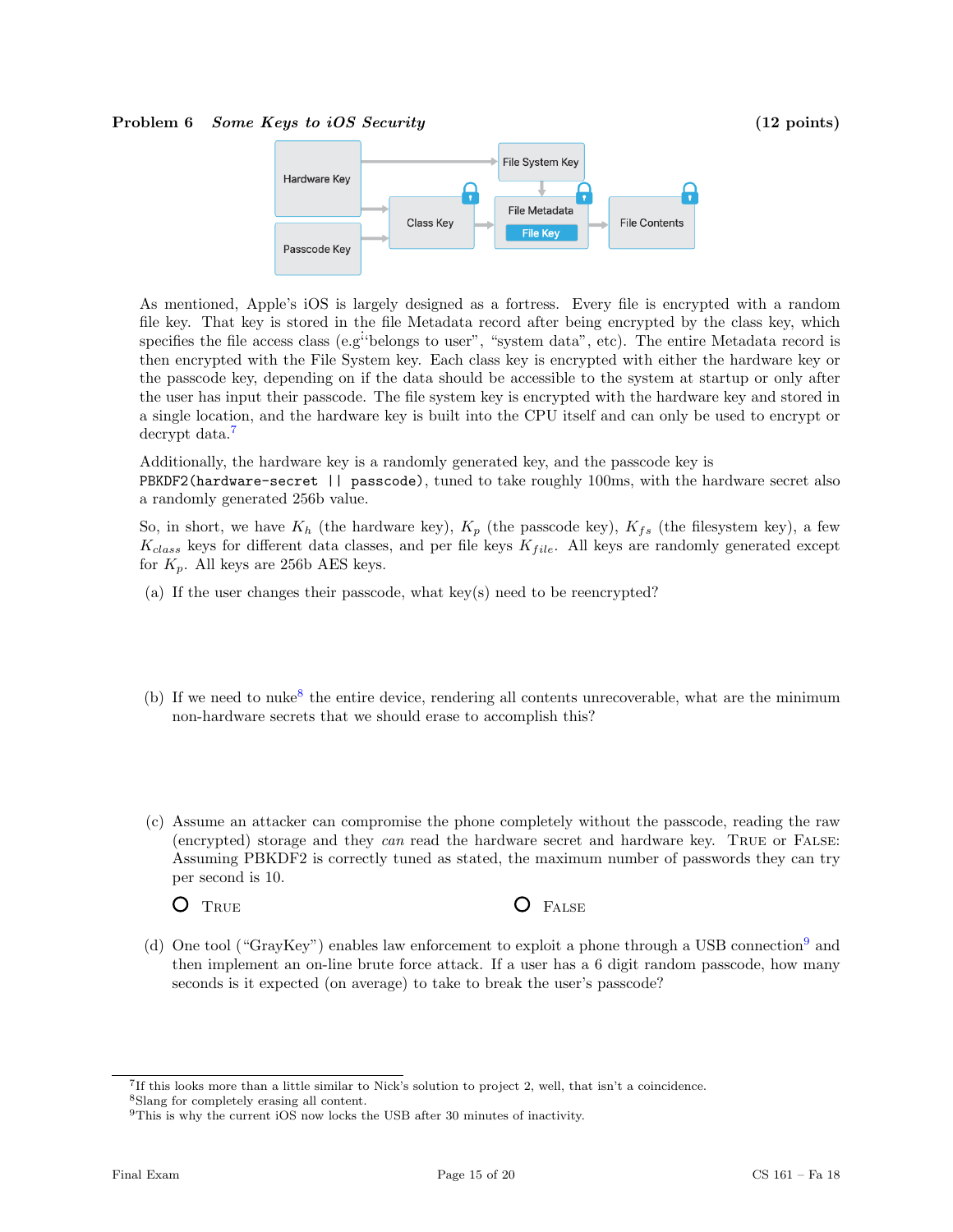**Problem 6** ***Some Keys to iOS Security*** **(12 points)**

As mentioned, Apple's iOS is largely designed as a fortress. Every file is encrypted with a random file key. That key is stored in the file Metadata record after being encrypted by the class key, which specifies the file access class (e.g''belongs to user", "system data", etc). The entire Metadata record is then encrypted with the File System key. Each class key is encrypted with either the hardware key or the passcode key, depending on if the data should be accessible to the system at startup or only after the user has input their passcode. The file system key is encrypted with the hardware key and stored in a single location, and the hardware key is built into the CPU itself and can only be used to encrypt or decrypt data.[7]

Additionally, the hardware key is a randomly generated key, and the passcode key is `PBKDF2(hardware-secret || passcode)`, tuned to take roughly 100ms, with the hardware secret also a randomly generated 256b value.

So, in short, we have $K_h$ (the hardware key), $K_p$ (the passcode key), $K_{fs}$ (the filesystem key), a few $K_{class}$ keys for different data classes, and per file keys $K_{file}$. All keys are randomly generated except for $K_p$. All keys are 256b AES keys.

(a) If the user changes their passcode, what key(s) need to be reencrypted?

(b) If we need to nuke[8] the entire device, rendering all contents unrecoverable, what are the minimum non-hardware secrets that we should erase to accomplish this?

(c) Assume an attacker can compromise the phone completely without the passcode, reading the raw (encrypted) storage and they *can* read the hardware secret and hardware key. TRUE or FALSE: Assuming PBKDF2 is correctly tuned as stated, the maximum number of passwords they can try per second is 10.

- [ ] TRUE
- [ ] FALSE

(d) One tool ("GrayKey") enables law enforcement to exploit a phone through a USB connection[9] and then implement an on-line brute force attack. If a user has a 6 digit random passcode, how many seconds is it expected (on average) to take to break the user's passcode?

---

[7] If this looks more than a little similar to Nick's solution to project 2, well, that isn't a coincidence.

[8] Slang for completely erasing all content.

[9] This is why the current iOS now locks the USB after 30 minutes of inactivity.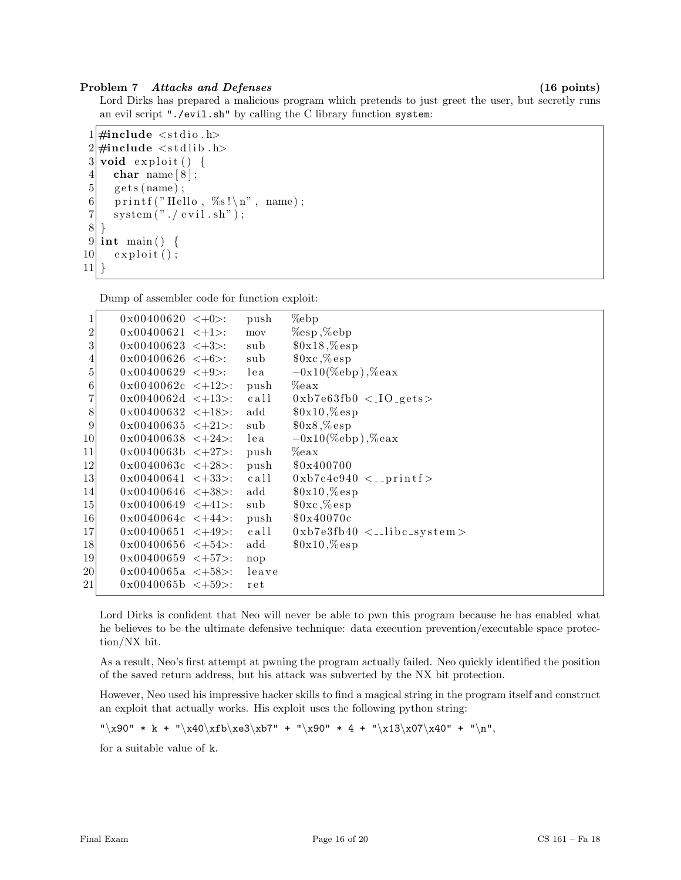**Problem 7** ***Attacks and Defenses*** **(16 points)**

Lord Dirks has prepared a malicious program which pretends to just greet the user, but secretly runs an evil script `"./evil.sh"` by calling the C library function `system`:

```
1  #include <stdio.h>
2  #include <stdlib.h>
3  void exploit() {
4    char name[8];
5    gets(name);
6    printf("Hello, %s!\n", name);
7    system("./evil.sh");
8  }
9  int main() {
10   exploit();
11 }
```

Dump of assembler code for function exploit:

```
1     0x00400620 <+0>:    push   %ebp
2     0x00400621 <+1>:    mov    %esp,%ebp
3     0x00400623 <+3>:    sub    $0x18,%esp
4     0x00400626 <+6>:    sub    $0xc,%esp
5     0x00400629 <+9>:    lea    -0x10(%ebp),%eax
6     0x0040062c <+12>:   push   %eax
7     0x0040062d <+13>:   call   0xb7e63fb0 <_IO_gets>
8     0x00400632 <+18>:   add    $0x10,%esp
9     0x00400635 <+21>:   sub    $0x8,%esp
10    0x00400638 <+24>:   lea    -0x10(%ebp),%eax
11    0x0040063b <+27>:   push   %eax
12    0x0040063c <+28>:   push   $0x400700
13    0x00400641 <+33>:   call   0xb7e4e940 <__printf>
14    0x00400646 <+38>:   add    $0x10,%esp
15    0x00400649 <+41>:   sub    $0xc,%esp
16    0x0040064c <+44>:   push   $0x40070c
17    0x00400651 <+49>:   call   0xb7e3fb40 <__libc_system>
18    0x00400656 <+54>:   add    $0x10,%esp
19    0x00400659 <+57>:   nop
20    0x0040065a <+58>:   leave
21    0x0040065b <+59>:   ret
```

Lord Dirks is confident that Neo will never be able to pwn this program because he has enabled what he believes to be the ultimate defensive technique: data execution prevention/executable space protection/NX bit.

As a result, Neo's first attempt at pwning the program actually failed. Neo quickly identified the position of the saved return address, but his attack was subverted by the NX bit protection.

However, Neo used his impressive hacker skills to find a magical string in the program itself and construct an exploit that actually works. His exploit uses the following python string:

`"\x90" * k + "\x40\xfb\xe3\xb7" + "\x90" * 4 + "\x13\x07\x40" + "\n"`,

for a suitable value of `k`.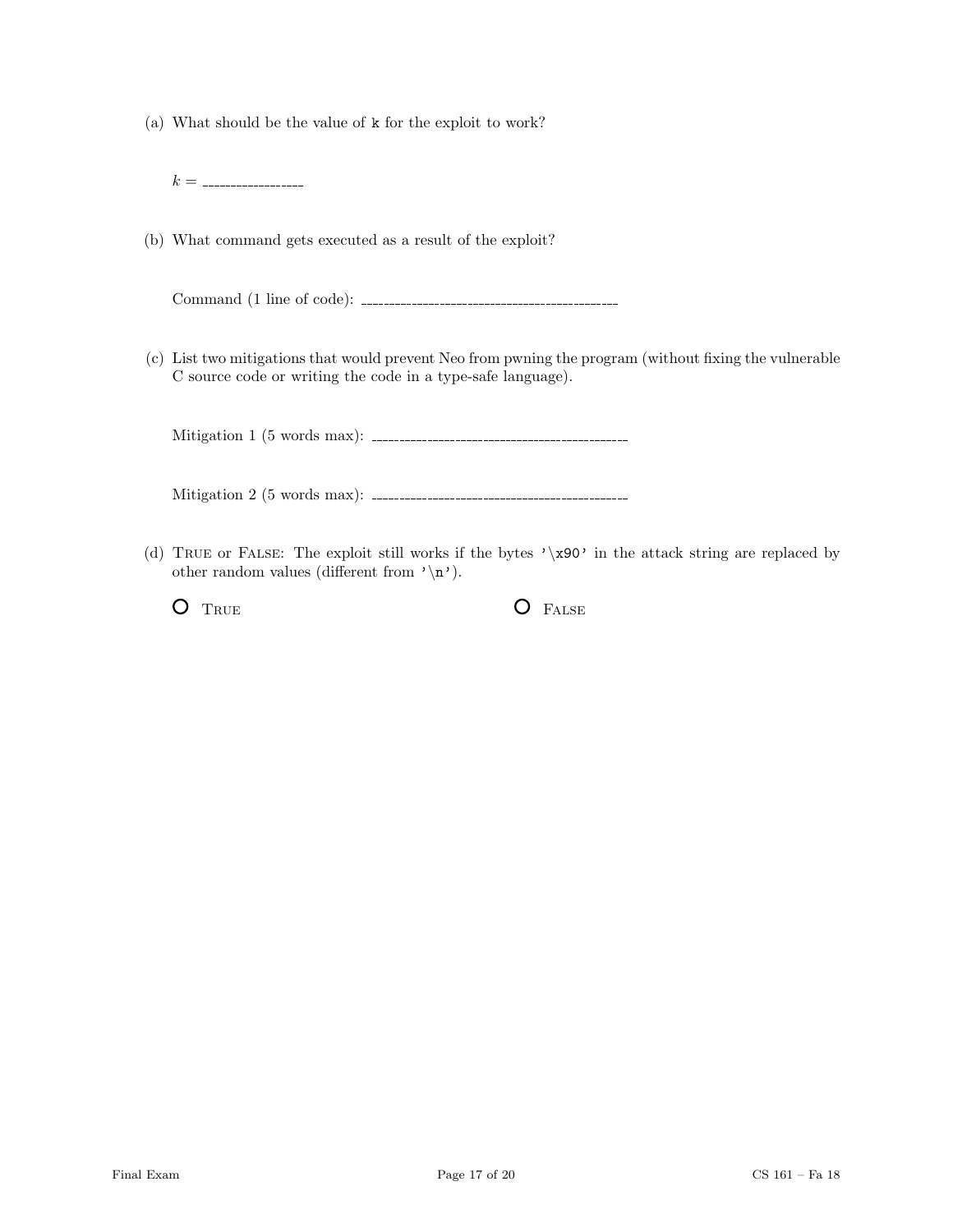(a) What should be the value of `k` for the exploit to work?

$k =$ ________________

(b) What command gets executed as a result of the exploit?

Command (1 line of code): ____________________________________________

(c) List two mitigations that would prevent Neo from pwning the program (without fixing the vulnerable C source code or writing the code in a type-safe language).

Mitigation 1 (5 words max): ____________________________________________

Mitigation 2 (5 words max): ____________________________________________

(d) TRUE or FALSE: The exploit still works if the bytes `'\x90'` in the attack string are replaced by other random values (different from `'\n'`).

- ○ TRUE
- ○ FALSE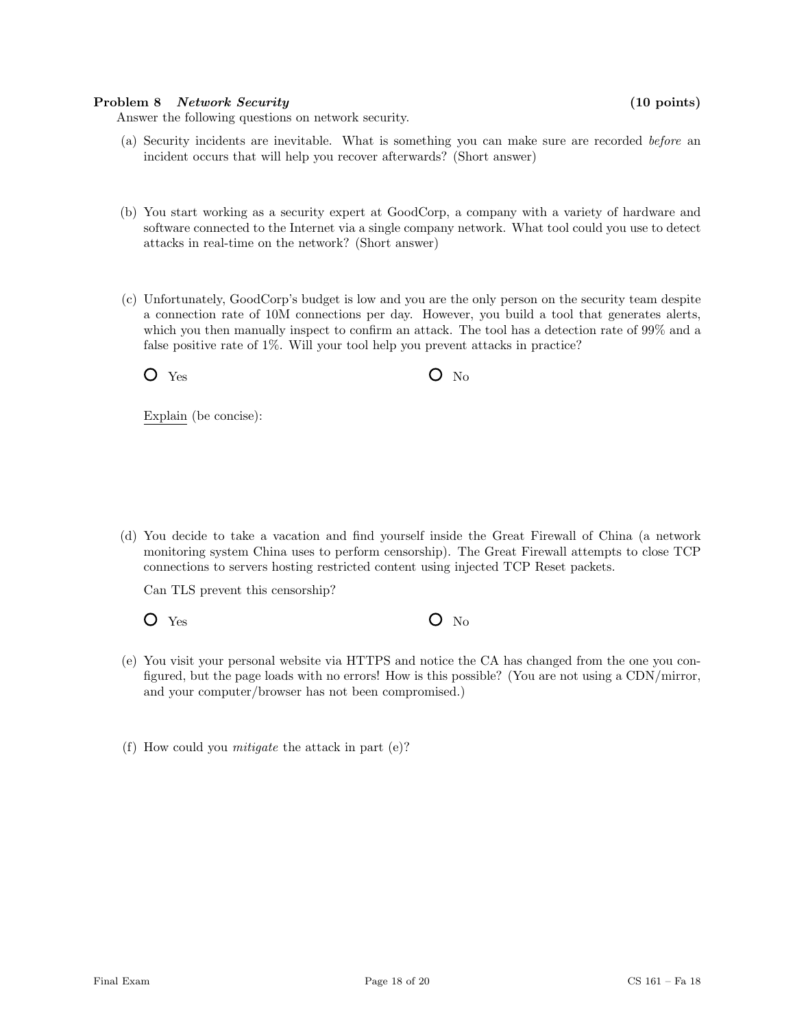**Problem 8** ***Network Security*** **(10 points)**

Answer the following questions on network security.

(a) Security incidents are inevitable. What is something you can make sure are recorded *before* an incident occurs that will help you recover afterwards? (Short answer)

(b) You start working as a security expert at GoodCorp, a company with a variety of hardware and software connected to the Internet via a single company network. What tool could you use to detect attacks in real-time on the network? (Short answer)

(c) Unfortunately, GoodCorp's budget is low and you are the only person on the security team despite a connection rate of 10M connections per day. However, you build a tool that generates alerts, which you then manually inspect to confirm an attack. The tool has a detection rate of 99% and a false positive rate of 1%. Will your tool help you prevent attacks in practice?

○ Yes ○ No

Explain (be concise):

(d) You decide to take a vacation and find yourself inside the Great Firewall of China (a network monitoring system China uses to perform censorship). The Great Firewall attempts to close TCP connections to servers hosting restricted content using injected TCP Reset packets.

Can TLS prevent this censorship?

○ Yes ○ No

(e) You visit your personal website via HTTPS and notice the CA has changed from the one you configured, but the page loads with no errors! How is this possible? (You are not using a CDN/mirror, and your computer/browser has not been compromised.)

(f) How could you *mitigate* the attack in part (e)?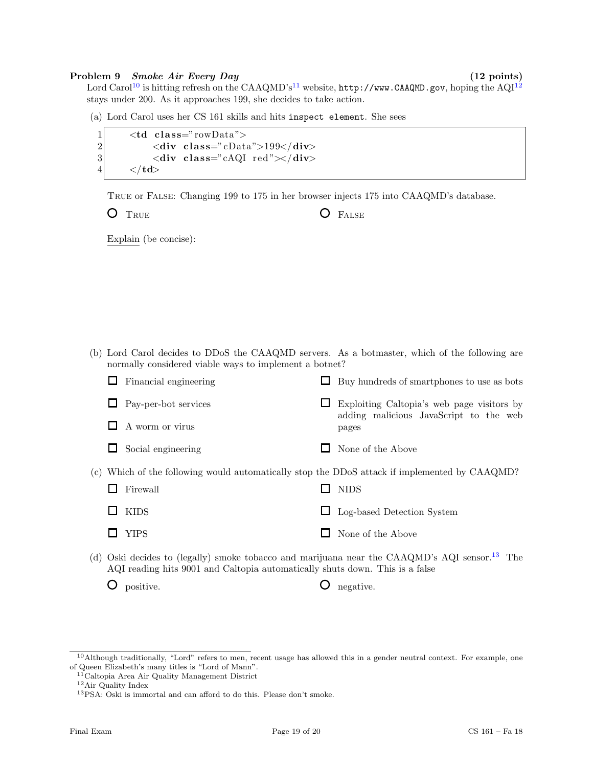**Problem 9** ***Smoke Air Every Day*** **(12 points)**

Lord Carol[10] is hitting refresh on the CAAQMD's[11] website, `http://www.CAAQMD.gov`, hoping the AQI[12] stays under 200. As it approaches 199, she decides to take action.

(a) Lord Carol uses her CS 161 skills and hits `inspect element`. She sees

```
1    <td class="rowData">
2        <div class="cData">199</div>
3        <div class="cAQI red"></div>
4    </td>
```

TRUE or FALSE: Changing 199 to 175 in her browser injects 175 into CAAQMD's database.

○ TRUE    ○ FALSE

Explain (be concise):

(b) Lord Carol decides to DDoS the CAAQMD servers. As a botmaster, which of the following are normally considered viable ways to implement a botnet?

- ☐ Financial engineering
- ☐ Pay-per-bot services
- ☐ A worm or virus
- ☐ Social engineering
- ☐ Buy hundreds of smartphones to use as bots
- ☐ Exploiting Caltopia's web page visitors by adding malicious JavaScript to the web pages
- ☐ None of the Above

(c) Which of the following would automatically stop the DDoS attack if implemented by CAAQMD?

- ☐ Firewall
- ☐ KIDS
- ☐ YIPS
- ☐ NIDS
- ☐ Log-based Detection System
- ☐ None of the Above

(d) Oski decides to (legally) smoke tobacco and marijuana near the CAAQMD's AQI sensor.[13] The AQI reading hits 9001 and Caltopia automatically shuts down. This is a false

○ positive.    ○ negative.

---

[10] Although traditionally, "Lord" refers to men, recent usage has allowed this in a gender neutral context. For example, one of Queen Elizabeth's many titles is "Lord of Mann".

[11] Caltopia Area Air Quality Management District

[12] Air Quality Index

[13] PSA: Oski is immortal and can afford to do this. Please don't smoke.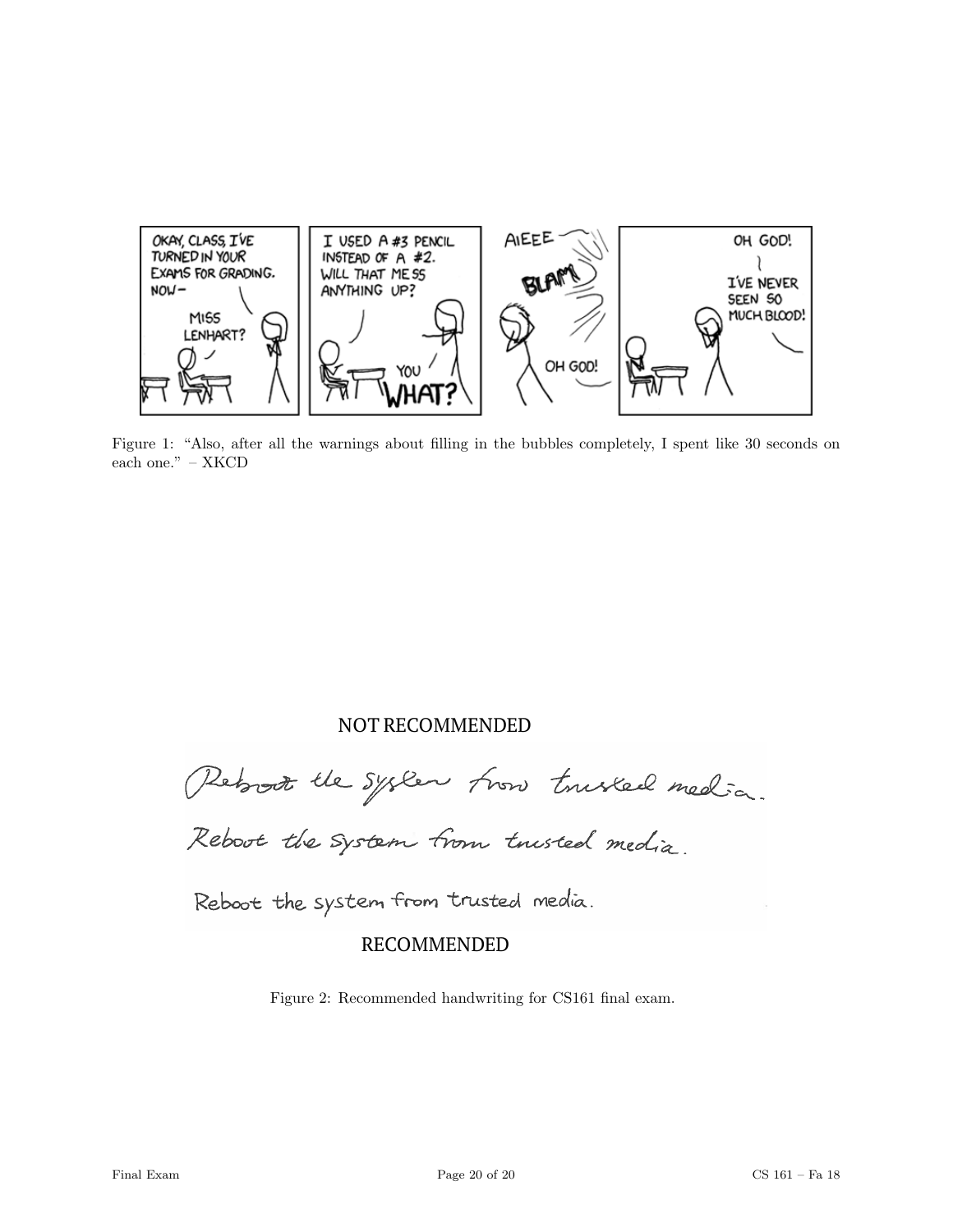Figure 1: "Also, after all the warnings about filling in the bubbles completely, I spent like 30 seconds on each one." – XKCD

NOT RECOMMENDED

Reboot the system from trusted media.

Reboot the system from trusted media.

Reboot the system from trusted media.

RECOMMENDED

Figure 2: Recommended handwriting for CS161 final exam.